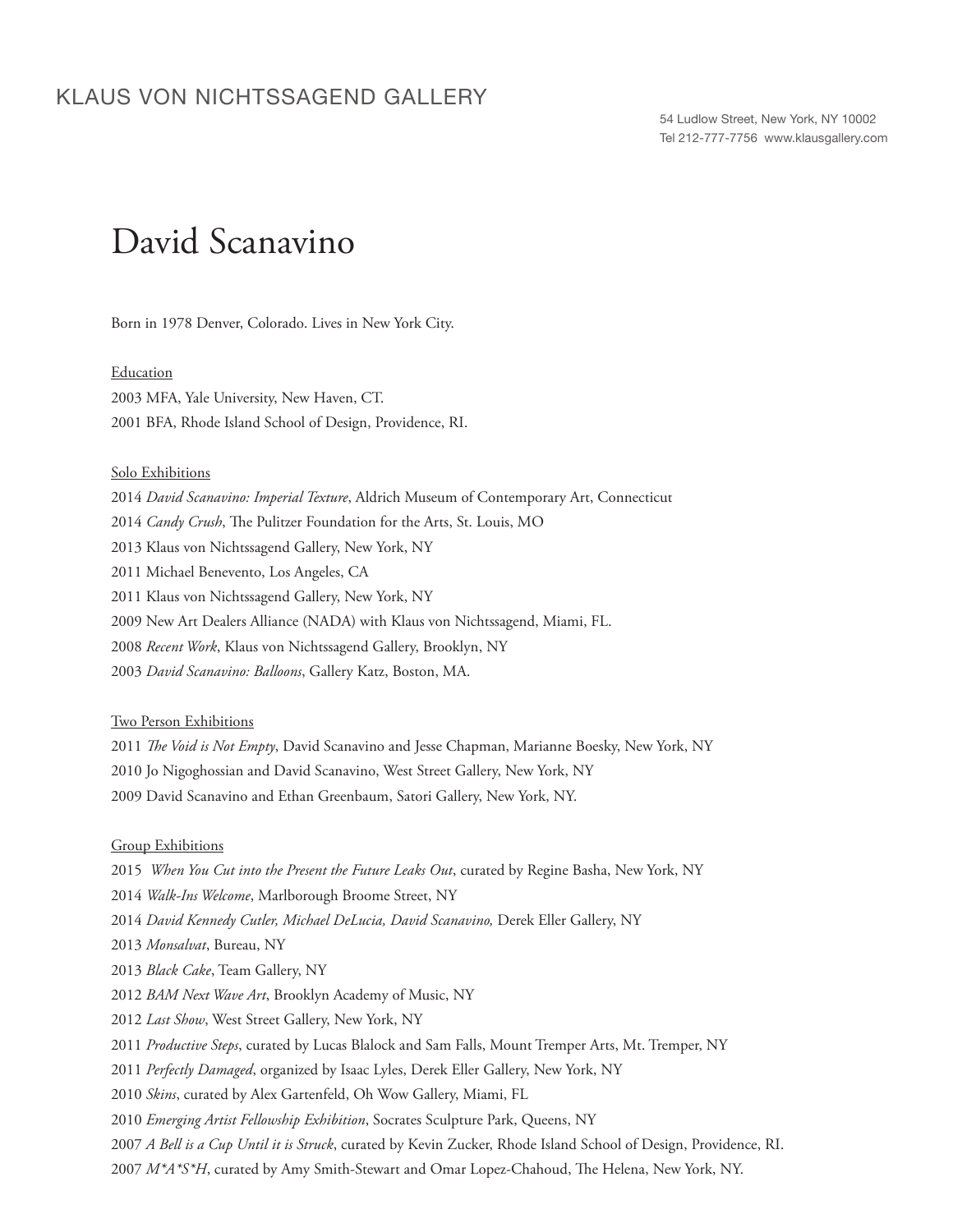KLAUS VON NICHTSSAGEND GALLERY

54 Ludlow Street, New York, NY 10002
Tel 212-777-7756 www.klausgallery.com

# David Scanavino

Born in 1978 Denver, Colorado. Lives in New York City.

## Education

2003 MFA, Yale University, New Haven, CT.
2001 BFA, Rhode Island School of Design, Providence, RI.

## Solo Exhibitions

2014 *David Scanavino: Imperial Texture*, Aldrich Museum of Contemporary Art, Connecticut
2014 *Candy Crush*, The Pulitzer Foundation for the Arts, St. Louis, MO
2013 Klaus von Nichtssagend Gallery, New York, NY
2011 Michael Benevento, Los Angeles, CA
2011 Klaus von Nichtssagend Gallery, New York, NY
2009 New Art Dealers Alliance (NADA) with Klaus von Nichtssagend, Miami, FL.
2008 *Recent Work*, Klaus von Nichtssagend Gallery, Brooklyn, NY
2003 *David Scanavino: Balloons*, Gallery Katz, Boston, MA.

## Two Person Exhibitions

2011 *The Void is Not Empty*, David Scanavino and Jesse Chapman, Marianne Boesky, New York, NY
2010 Jo Nigoghossian and David Scanavino, West Street Gallery, New York, NY
2009 David Scanavino and Ethan Greenbaum, Satori Gallery, New York, NY.

## Group Exhibitions

2015 *When You Cut into the Present the Future Leaks Out*, curated by Regine Basha, New York, NY
2014 *Walk-Ins Welcome*, Marlborough Broome Street, NY
2014 *David Kennedy Cutler, Michael DeLucia, David Scanavino,* Derek Eller Gallery, NY
2013 *Monsalvat*, Bureau, NY
2013 *Black Cake*, Team Gallery, NY
2012 *BAM Next Wave Art*, Brooklyn Academy of Music, NY
2012 *Last Show*, West Street Gallery, New York, NY
2011 *Productive Steps*, curated by Lucas Blalock and Sam Falls, Mount Tremper Arts, Mt. Tremper, NY
2011 *Perfectly Damaged*, organized by Isaac Lyles, Derek Eller Gallery, New York, NY
2010 *Skins*, curated by Alex Gartenfeld, Oh Wow Gallery, Miami, FL
2010 *Emerging Artist Fellowship Exhibition*, Socrates Sculpture Park, Queens, NY
2007 *A Bell is a Cup Until it is Struck*, curated by Kevin Zucker, Rhode Island School of Design, Providence, RI.
2007 *M*A*S*H*, curated by Amy Smith-Stewart and Omar Lopez-Chahoud, The Helena, New York, NY.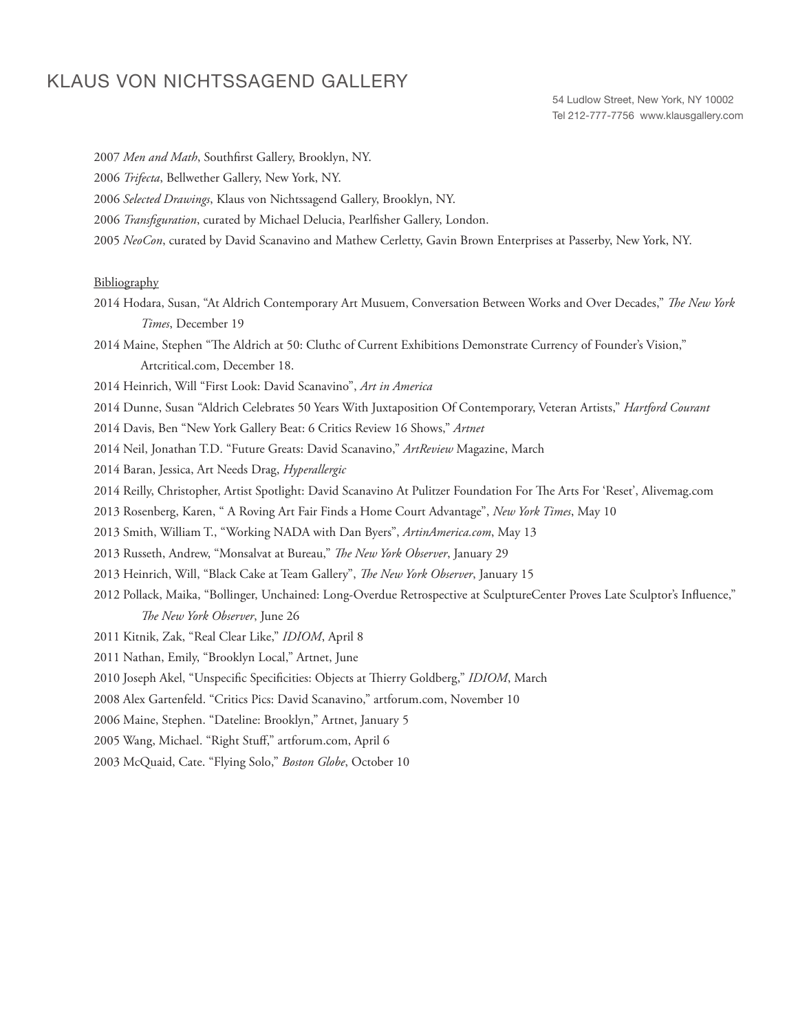# KLAUS VON NICHTSSAGEND GALLERY

54 Ludlow Street, New York, NY 10002
Tel 212-777-7756 www.klausgallery.com

2007 *Men and Math*, Southfirst Gallery, Brooklyn, NY.

2006 *Trifecta*, Bellwether Gallery, New York, NY.

2006 *Selected Drawings*, Klaus von Nichtssagend Gallery, Brooklyn, NY.

2006 *Transfiguration*, curated by Michael Delucia, Pearlfisher Gallery, London.

2005 *NeoCon*, curated by David Scanavino and Mathew Cerletty, Gavin Brown Enterprises at Passerby, New York, NY.

Bibliography

2014 Hodara, Susan, "At Aldrich Contemporary Art Musuem, Conversation Between Works and Over Decades," *The New York Times*, December 19

2014 Maine, Stephen "The Aldrich at 50: Cluthc of Current Exhibitions Demonstrate Currency of Founder's Vision," Artcritical.com, December 18.

2014 Heinrich, Will "First Look: David Scanavino", *Art in America*

2014 Dunne, Susan "Aldrich Celebrates 50 Years With Juxtaposition Of Contemporary, Veteran Artists," *Hartford Courant*

2014 Davis, Ben "New York Gallery Beat: 6 Critics Review 16 Shows," *Artnet*

2014 Neil, Jonathan T.D. "Future Greats: David Scanavino," *ArtReview* Magazine, March

2014 Baran, Jessica, Art Needs Drag, *Hyperallergic*

2014 Reilly, Christopher, Artist Spotlight: David Scanavino At Pulitzer Foundation For The Arts For 'Reset', Alivemag.com

2013 Rosenberg, Karen, " A Roving Art Fair Finds a Home Court Advantage", *New York Times*, May 10

2013 Smith, William T., "Working NADA with Dan Byers", *ArtinAmerica.com*, May 13

2013 Russeth, Andrew, "Monsalvat at Bureau," *The New York Observer*, January 29

2013 Heinrich, Will, "Black Cake at Team Gallery", *The New York Observer*, January 15

2012 Pollack, Maika, "Bollinger, Unchained: Long-Overdue Retrospective at SculptureCenter Proves Late Sculptor's Influence," *The New York Observer*, June 26

2011 Kitnik, Zak, "Real Clear Like," *IDIOM*, April 8

2011 Nathan, Emily, "Brooklyn Local," Artnet, June

2010 Joseph Akel, "Unspecific Specificities: Objects at Thierry Goldberg," *IDIOM*, March

2008 Alex Gartenfeld. "Critics Pics: David Scanavino," artforum.com, November 10

2006 Maine, Stephen. "Dateline: Brooklyn," Artnet, January 5

2005 Wang, Michael. "Right Stuff," artforum.com, April 6

2003 McQuaid, Cate. "Flying Solo," *Boston Globe*, October 10